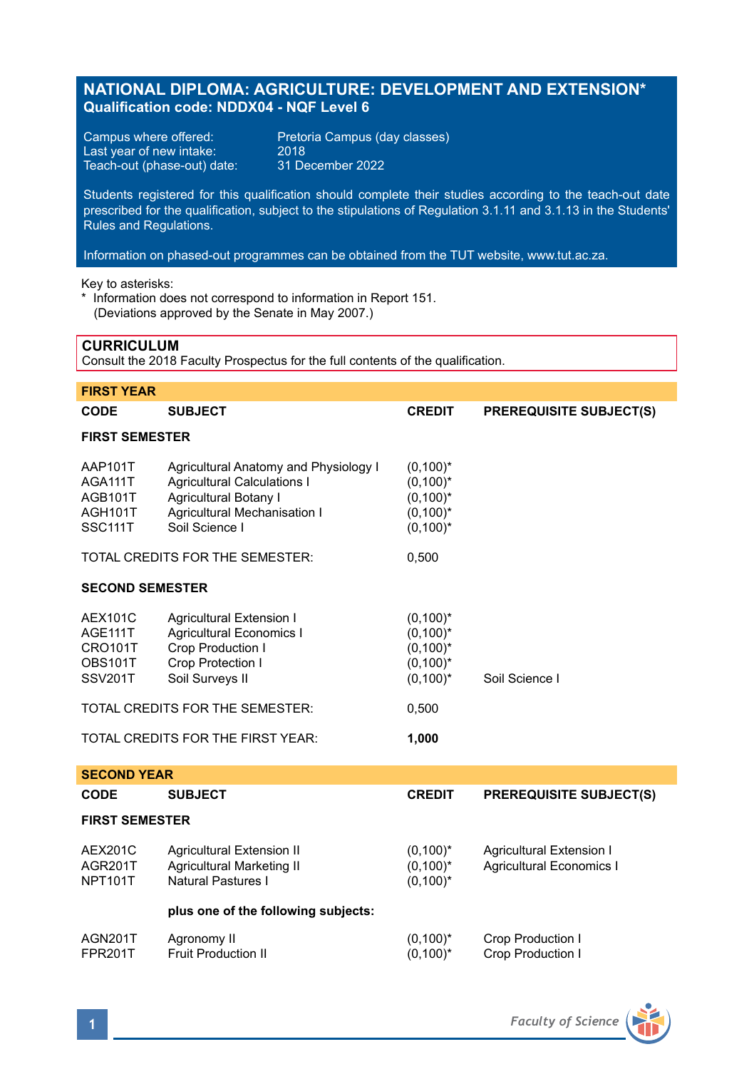# NATIONAL DIPLOMA: AGRICULTURE: DEVELOPMENT AND EXTENSION*
**Qualification code: NDDX04 - NQF Level 6**

Campus where offered: Pretoria Campus (day classes)
Last year of new intake: 2018
Teach-out (phase-out) date: 31 December 2022

Students registered for this qualification should complete their studies according to the teach-out date prescribed for the qualification, subject to the stipulations of Regulation 3.1.11 and 3.1.13 in the Students' Rules and Regulations.

Information on phased-out programmes can be obtained from the TUT website, www.tut.ac.za.

Key to asterisks:
* Information does not correspond to information in Report 151. (Deviations approved by the Senate in May 2007.)

## CURRICULUM
Consult the 2018 Faculty Prospectus for the full contents of the qualification.

### FIRST YEAR

| CODE | SUBJECT | CREDIT | PREREQUISITE SUBJECT(S) |
|---|---|---|---|
| **FIRST SEMESTER** | | | |
| AAP101T | Agricultural Anatomy and Physiology I | (0,100)* | |
| AGA111T | Agricultural Calculations I | (0,100)* | |
| AGB101T | Agricultural Botany I | (0,100)* | |
| AGH101T | Agricultural Mechanisation I | (0,100)* | |
| SSC111T | Soil Science I | (0,100)* | |
| TOTAL CREDITS FOR THE SEMESTER: | | 0,500 | |
| **SECOND SEMESTER** | | | |
| AEX101C | Agricultural Extension I | (0,100)* | |
| AGE111T | Agricultural Economics I | (0,100)* | |
| CRO101T | Crop Production I | (0,100)* | |
| OBS101T | Crop Protection I | (0,100)* | |
| SSV201T | Soil Surveys II | (0,100)* | Soil Science I |
| TOTAL CREDITS FOR THE SEMESTER: | | 0,500 | |
| TOTAL CREDITS FOR THE FIRST YEAR: | | **1,000** | |

### SECOND YEAR

| CODE | SUBJECT | CREDIT | PREREQUISITE SUBJECT(S) |
|---|---|---|---|
| **FIRST SEMESTER** | | | |
| AEX201C | Agricultural Extension II | (0,100)* | Agricultural Extension I |
| AGR201T | Agricultural Marketing II | (0,100)* | Agricultural Economics I |
| NPT101T | Natural Pastures I | (0,100)* | |
| | **plus one of the following subjects:** | | |
| AGN201T | Agronomy II | (0,100)* | Crop Production I |
| FPR201T | Fruit Production II | (0,100)* | Crop Production I |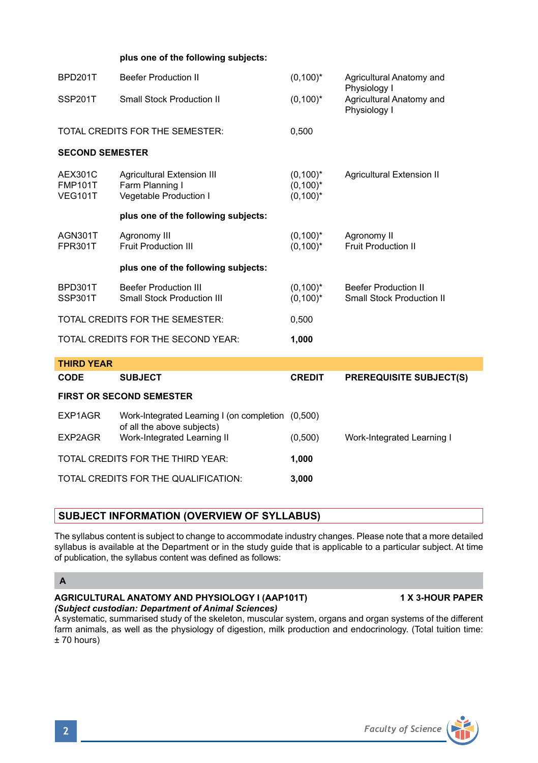| CODE | SUBJECT | CREDIT | PREREQUISITE SUBJECT(S) |
|---|---|---|---|
| | **plus one of the following subjects:** | | |
| BPD201T | Beefer Production II | (0,100)* | Agricultural Anatomy and Physiology I |
| SSP201T | Small Stock Production II | (0,100)* | Agricultural Anatomy and Physiology I |
| TOTAL CREDITS FOR THE SEMESTER: | | 0,500 | |
| **SECOND SEMESTER** | | | |
| AEX301C | Agricultural Extension III | (0,100)* | Agricultural Extension II |
| FMP101T | Farm Planning I | (0,100)* | |
| VEG101T | Vegetable Production I | (0,100)* | |
| | **plus one of the following subjects:** | | |
| AGN301T | Agronomy III | (0,100)* | Agronomy II |
| FPR301T | Fruit Production III | (0,100)* | Fruit Production II |
| | **plus one of the following subjects:** | | |
| BPD301T | Beefer Production III | (0,100)* | Beefer Production II |
| SSP301T | Small Stock Production III | (0,100)* | Small Stock Production II |
| TOTAL CREDITS FOR THE SEMESTER: | | 0,500 | |
| TOTAL CREDITS FOR THE SECOND YEAR: | | **1,000** | |

**THIRD YEAR**

| CODE | SUBJECT | CREDIT | PREREQUISITE SUBJECT(S) |
|---|---|---|---|
| **FIRST OR SECOND SEMESTER** | | | |
| EXP1AGR | Work-Integrated Learning I (on completion of all the above subjects) | (0,500) | |
| EXP2AGR | Work-Integrated Learning II | (0,500) | Work-Integrated Learning I |
| TOTAL CREDITS FOR THE THIRD YEAR: | | **1,000** | |
| TOTAL CREDITS FOR THE QUALIFICATION: | | **3,000** | |

## SUBJECT INFORMATION (OVERVIEW OF SYLLABUS)

The syllabus content is subject to change to accommodate industry changes. Please note that a more detailed syllabus is available at the Department or in the study guide that is applicable to a particular subject. At time of publication, the syllabus content was defined as follows:

### A

**AGRICULTURAL ANATOMY AND PHYSIOLOGY I (AAP101T) — 1 X 3-HOUR PAPER**
***(Subject custodian: Department of Animal Sciences)***
A systematic, summarised study of the skeleton, muscular system, organs and organ systems of the different farm animals, as well as the physiology of digestion, milk production and endocrinology. (Total tuition time: ± 70 hours)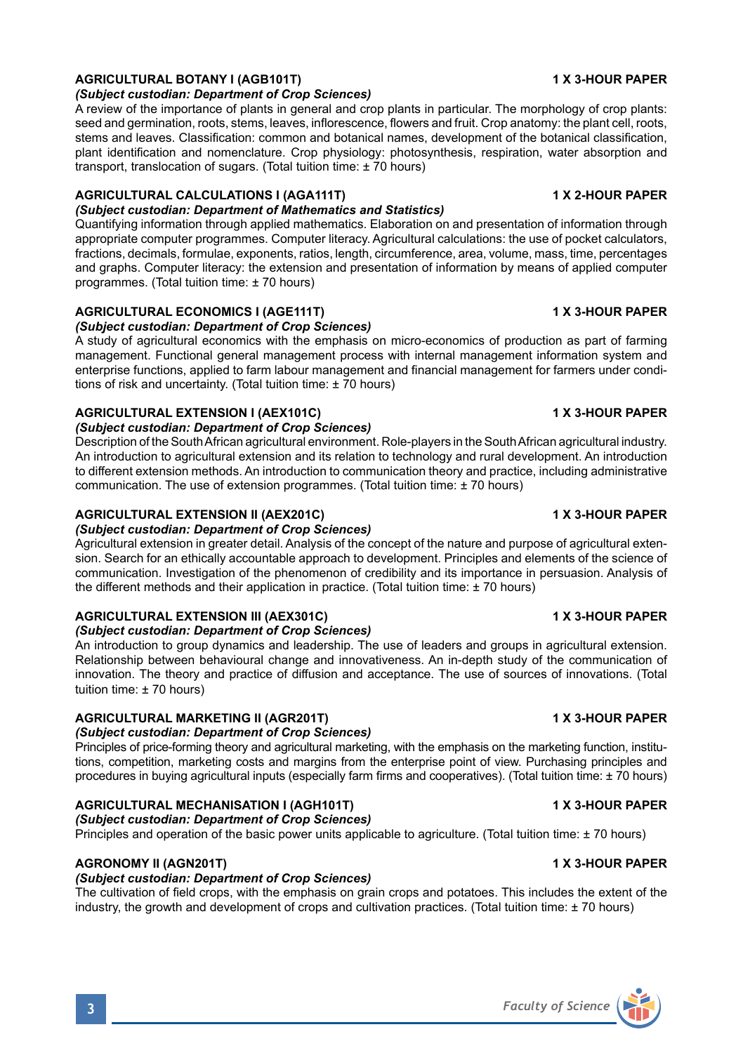**AGRICULTURAL BOTANY I (AGB101T)** **1 X 3-HOUR PAPER**

***(Subject custodian: Department of Crop Sciences)***

A review of the importance of plants in general and crop plants in particular. The morphology of crop plants: seed and germination, roots, stems, leaves, inflorescence, flowers and fruit. Crop anatomy: the plant cell, roots, stems and leaves. Classification: common and botanical names, development of the botanical classification, plant identification and nomenclature. Crop physiology: photosynthesis, respiration, water absorption and transport, translocation of sugars. (Total tuition time: ± 70 hours)

**AGRICULTURAL CALCULATIONS I (AGA111T)** **1 X 2-HOUR PAPER**

***(Subject custodian: Department of Mathematics and Statistics)***

Quantifying information through applied mathematics. Elaboration on and presentation of information through appropriate computer programmes. Computer literacy. Agricultural calculations: the use of pocket calculators, fractions, decimals, formulae, exponents, ratios, length, circumference, area, volume, mass, time, percentages and graphs. Computer literacy: the extension and presentation of information by means of applied computer programmes. (Total tuition time: ± 70 hours)

**AGRICULTURAL ECONOMICS I (AGE111T)** **1 X 3-HOUR PAPER**

***(Subject custodian: Department of Crop Sciences)***

A study of agricultural economics with the emphasis on micro-economics of production as part of farming management. Functional general management process with internal management information system and enterprise functions, applied to farm labour management and financial management for farmers under conditions of risk and uncertainty. (Total tuition time: ± 70 hours)

**AGRICULTURAL EXTENSION I (AEX101C)** **1 X 3-HOUR PAPER**

***(Subject custodian: Department of Crop Sciences)***

Description of the South African agricultural environment. Role-players in the South African agricultural industry. An introduction to agricultural extension and its relation to technology and rural development. An introduction to different extension methods. An introduction to communication theory and practice, including administrative communication. The use of extension programmes. (Total tuition time: ± 70 hours)

**AGRICULTURAL EXTENSION II (AEX201C)** **1 X 3-HOUR PAPER**

***(Subject custodian: Department of Crop Sciences)***

Agricultural extension in greater detail. Analysis of the concept of the nature and purpose of agricultural extension. Search for an ethically accountable approach to development. Principles and elements of the science of communication. Investigation of the phenomenon of credibility and its importance in persuasion. Analysis of the different methods and their application in practice. (Total tuition time: ± 70 hours)

**AGRICULTURAL EXTENSION III (AEX301C)** **1 X 3-HOUR PAPER**

***(Subject custodian: Department of Crop Sciences)***

An introduction to group dynamics and leadership. The use of leaders and groups in agricultural extension. Relationship between behavioural change and innovativeness. An in-depth study of the communication of innovation. The theory and practice of diffusion and acceptance. The use of sources of innovations. (Total tuition time: ± 70 hours)

**AGRICULTURAL MARKETING II (AGR201T)** **1 X 3-HOUR PAPER**

***(Subject custodian: Department of Crop Sciences)***

Principles of price-forming theory and agricultural marketing, with the emphasis on the marketing function, institutions, competition, marketing costs and margins from the enterprise point of view. Purchasing principles and procedures in buying agricultural inputs (especially farm firms and cooperatives). (Total tuition time: ± 70 hours)

**AGRICULTURAL MECHANISATION I (AGH101T)** **1 X 3-HOUR PAPER**

***(Subject custodian: Department of Crop Sciences)***

Principles and operation of the basic power units applicable to agriculture. (Total tuition time: ± 70 hours)

**AGRONOMY II (AGN201T)** **1 X 3-HOUR PAPER**

***(Subject custodian: Department of Crop Sciences)***

The cultivation of field crops, with the emphasis on grain crops and potatoes. This includes the extent of the industry, the growth and development of crops and cultivation practices. (Total tuition time: ± 70 hours)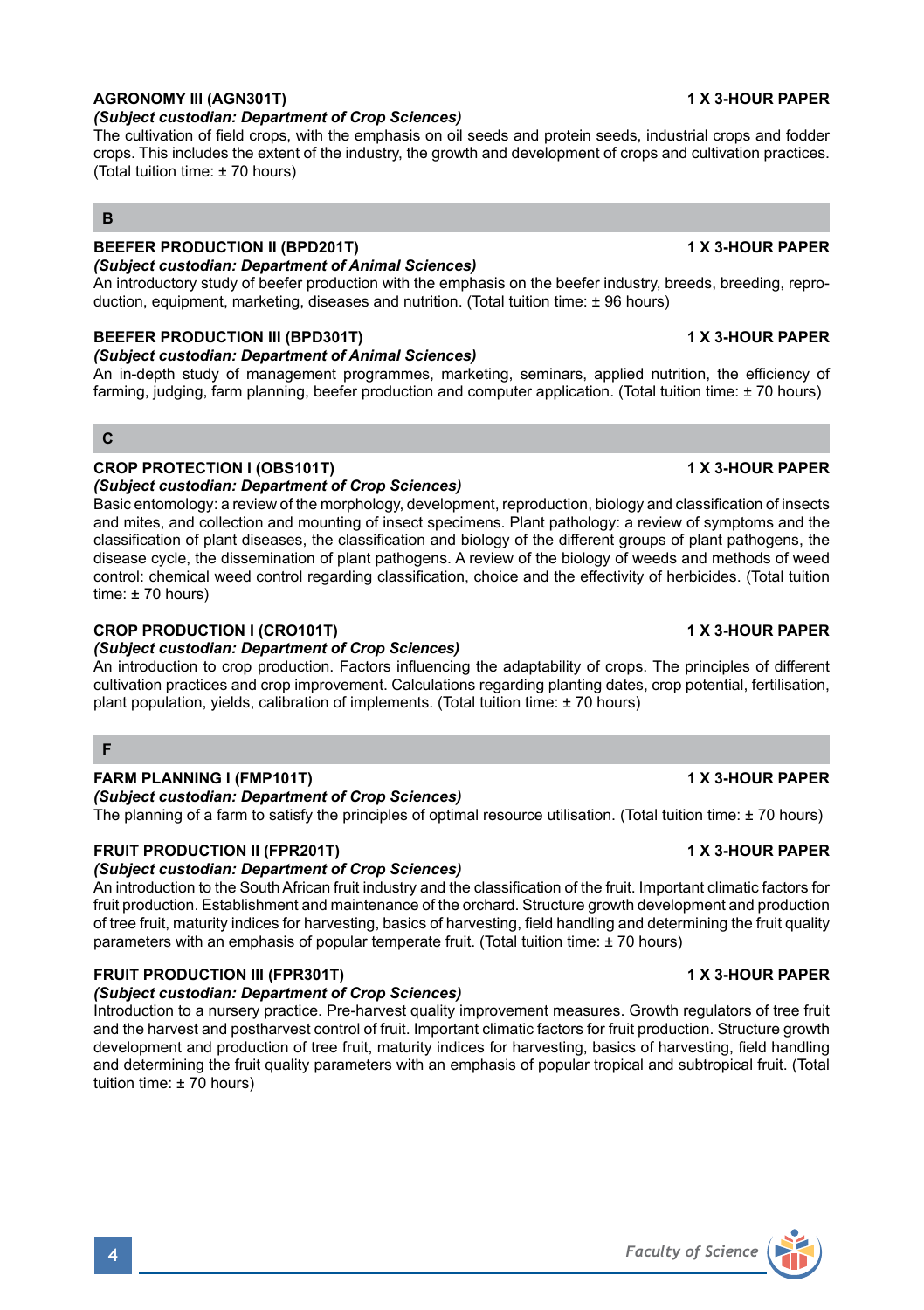**AGRONOMY III (AGN301T)** **1 X 3-HOUR PAPER**

*(Subject custodian: Department of Crop Sciences)*

The cultivation of field crops, with the emphasis on oil seeds and protein seeds, industrial crops and fodder crops. This includes the extent of the industry, the growth and development of crops and cultivation practices. (Total tuition time: ± 70 hours)

## B

**BEEFER PRODUCTION II (BPD201T)** **1 X 3-HOUR PAPER**

*(Subject custodian: Department of Animal Sciences)*

An introductory study of beefer production with the emphasis on the beefer industry, breeds, breeding, reproduction, equipment, marketing, diseases and nutrition. (Total tuition time: ± 96 hours)

**BEEFER PRODUCTION III (BPD301T)** **1 X 3-HOUR PAPER**

*(Subject custodian: Department of Animal Sciences)*

An in-depth study of management programmes, marketing, seminars, applied nutrition, the efficiency of farming, judging, farm planning, beefer production and computer application. (Total tuition time: ± 70 hours)

## C

**CROP PROTECTION I (OBS101T)** **1 X 3-HOUR PAPER**

*(Subject custodian: Department of Crop Sciences)*

Basic entomology: a review of the morphology, development, reproduction, biology and classification of insects and mites, and collection and mounting of insect specimens. Plant pathology: a review of symptoms and the classification of plant diseases, the classification and biology of the different groups of plant pathogens, the disease cycle, the dissemination of plant pathogens. A review of the biology of weeds and methods of weed control: chemical weed control regarding classification, choice and the effectivity of herbicides. (Total tuition time: ± 70 hours)

**CROP PRODUCTION I (CRO101T)** **1 X 3-HOUR PAPER**

*(Subject custodian: Department of Crop Sciences)*

An introduction to crop production. Factors influencing the adaptability of crops. The principles of different cultivation practices and crop improvement. Calculations regarding planting dates, crop potential, fertilisation, plant population, yields, calibration of implements. (Total tuition time: ± 70 hours)

## F

**FARM PLANNING I (FMP101T)** **1 X 3-HOUR PAPER**

*(Subject custodian: Department of Crop Sciences)*

The planning of a farm to satisfy the principles of optimal resource utilisation. (Total tuition time: ± 70 hours)

**FRUIT PRODUCTION II (FPR201T)** **1 X 3-HOUR PAPER**

*(Subject custodian: Department of Crop Sciences)*

An introduction to the South African fruit industry and the classification of the fruit. Important climatic factors for fruit production. Establishment and maintenance of the orchard. Structure growth development and production of tree fruit, maturity indices for harvesting, basics of harvesting, field handling and determining the fruit quality parameters with an emphasis of popular temperate fruit. (Total tuition time: ± 70 hours)

**FRUIT PRODUCTION III (FPR301T)** **1 X 3-HOUR PAPER**

*(Subject custodian: Department of Crop Sciences)*

Introduction to a nursery practice. Pre-harvest quality improvement measures. Growth regulators of tree fruit and the harvest and postharvest control of fruit. Important climatic factors for fruit production. Structure growth development and production of tree fruit, maturity indices for harvesting, basics of harvesting, field handling and determining the fruit quality parameters with an emphasis of popular tropical and subtropical fruit. (Total tuition time: ± 70 hours)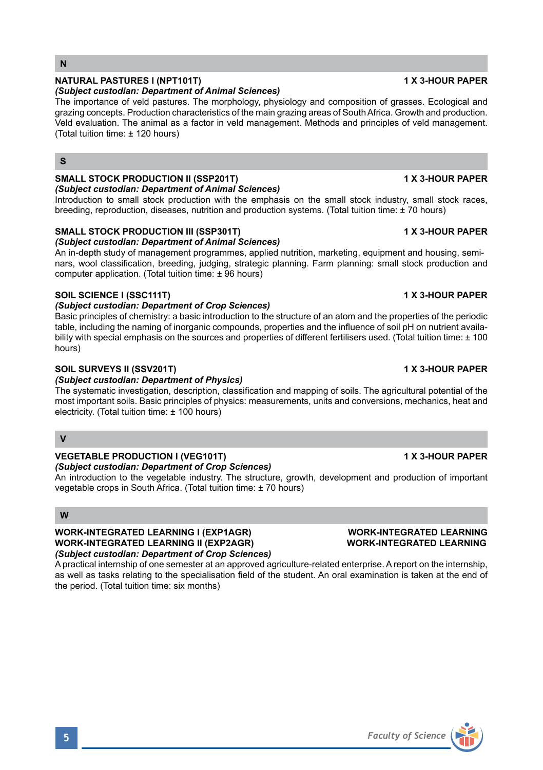## N

**NATURAL PASTURES I (NPT101T)** **1 X 3-HOUR PAPER**

***(Subject custodian: Department of Animal Sciences)***

The importance of veld pastures. The morphology, physiology and composition of grasses. Ecological and grazing concepts. Production characteristics of the main grazing areas of South Africa. Growth and production. Veld evaluation. The animal as a factor in veld management. Methods and principles of veld management. (Total tuition time: ± 120 hours)

## S

**SMALL STOCK PRODUCTION II (SSP201T)** **1 X 3-HOUR PAPER**

***(Subject custodian: Department of Animal Sciences)***

Introduction to small stock production with the emphasis on the small stock industry, small stock races, breeding, reproduction, diseases, nutrition and production systems. (Total tuition time: ± 70 hours)

**SMALL STOCK PRODUCTION III (SSP301T)** **1 X 3-HOUR PAPER**

***(Subject custodian: Department of Animal Sciences)***

An in-depth study of management programmes, applied nutrition, marketing, equipment and housing, seminars, wool classification, breeding, judging, strategic planning. Farm planning: small stock production and computer application. (Total tuition time: ± 96 hours)

**SOIL SCIENCE I (SSC111T)** **1 X 3-HOUR PAPER**

***(Subject custodian: Department of Crop Sciences)***

Basic principles of chemistry: a basic introduction to the structure of an atom and the properties of the periodic table, including the naming of inorganic compounds, properties and the influence of soil pH on nutrient availability with special emphasis on the sources and properties of different fertilisers used. (Total tuition time: ± 100 hours)

**SOIL SURVEYS II (SSV201T)** **1 X 3-HOUR PAPER**

***(Subject custodian: Department of Physics)***

The systematic investigation, description, classification and mapping of soils. The agricultural potential of the most important soils. Basic principles of physics: measurements, units and conversions, mechanics, heat and electricity. (Total tuition time: ± 100 hours)

## V

**VEGETABLE PRODUCTION I (VEG101T)** **1 X 3-HOUR PAPER**

***(Subject custodian: Department of Crop Sciences)***

An introduction to the vegetable industry. The structure, growth, development and production of important vegetable crops in South Africa. (Total tuition time: ± 70 hours)

## W

**WORK-INTEGRATED LEARNING I (EXP1AGR)** **WORK-INTEGRATED LEARNING**
**WORK-INTEGRATED LEARNING II (EXP2AGR)** **WORK-INTEGRATED LEARNING**

***(Subject custodian: Department of Crop Sciences)***

A practical internship of one semester at an approved agriculture-related enterprise. A report on the internship, as well as tasks relating to the specialisation field of the student. An oral examination is taken at the end of the period. (Total tuition time: six months)